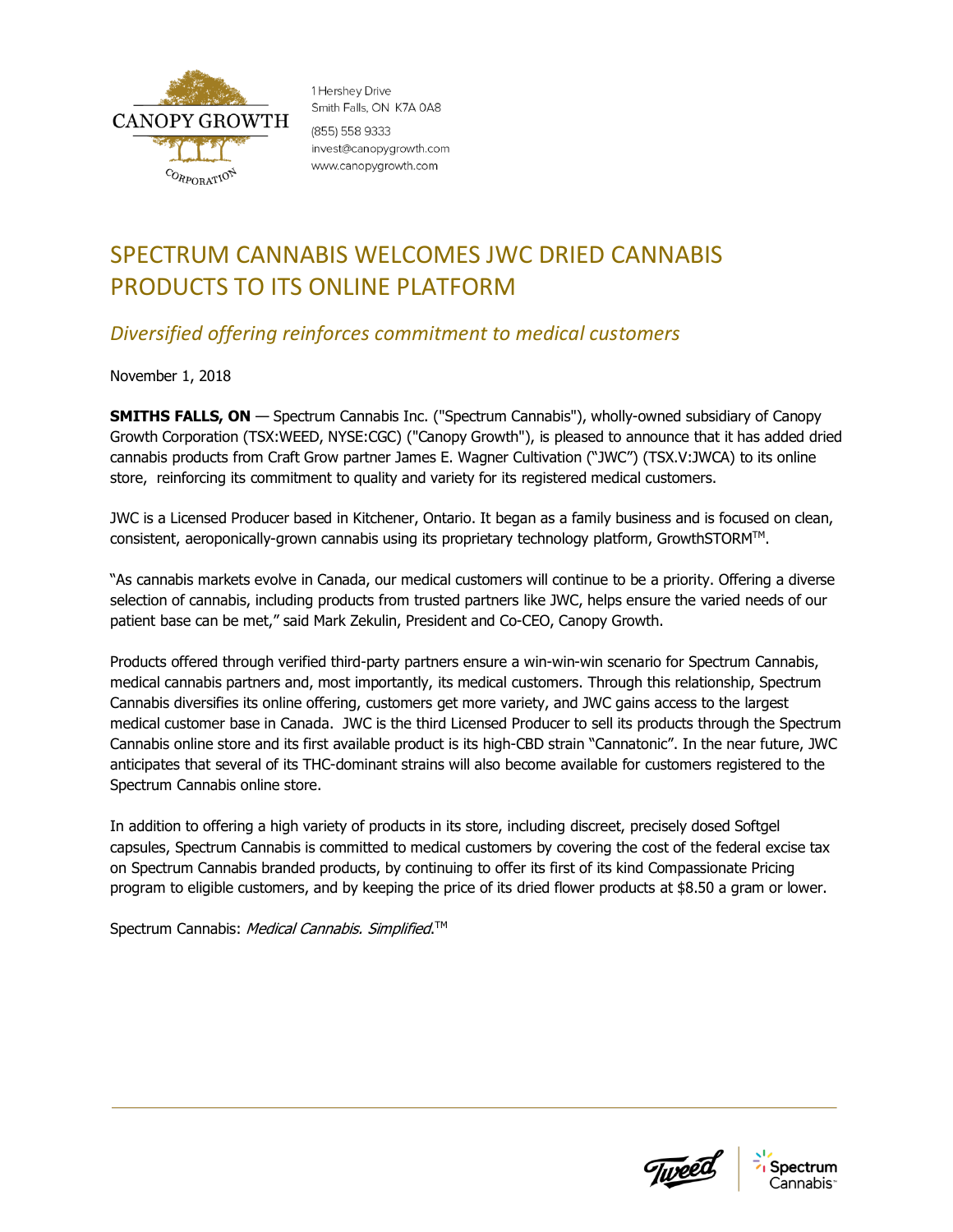CANOPY GROWTH CORPORATION

1 Hershey Drive
Smith Falls, ON K7A 0A8

(855) 558 9333
invest@canopygrowth.com
www.canopygrowth.com

# SPECTRUM CANNABIS WELCOMES JWC DRIED CANNABIS PRODUCTS TO ITS ONLINE PLATFORM

## *Diversified offering reinforces commitment to medical customers*

November 1, 2018

**SMITHS FALLS, ON** — Spectrum Cannabis Inc. ("Spectrum Cannabis"), wholly-owned subsidiary of Canopy Growth Corporation (TSX:WEED, NYSE:CGC) ("Canopy Growth"), is pleased to announce that it has added dried cannabis products from Craft Grow partner James E. Wagner Cultivation ("JWC") (TSX.V:JWCA) to its online store, reinforcing its commitment to quality and variety for its registered medical customers.

JWC is a Licensed Producer based in Kitchener, Ontario. It began as a family business and is focused on clean, consistent, aeroponically-grown cannabis using its proprietary technology platform, GrowthSTORM™.

"As cannabis markets evolve in Canada, our medical customers will continue to be a priority. Offering a diverse selection of cannabis, including products from trusted partners like JWC, helps ensure the varied needs of our patient base can be met," said Mark Zekulin, President and Co-CEO, Canopy Growth.

Products offered through verified third-party partners ensure a win-win-win scenario for Spectrum Cannabis, medical cannabis partners and, most importantly, its medical customers. Through this relationship, Spectrum Cannabis diversifies its online offering, customers get more variety, and JWC gains access to the largest medical customer base in Canada. JWC is the third Licensed Producer to sell its products through the Spectrum Cannabis online store and its first available product is its high-CBD strain "Cannatonic". In the near future, JWC anticipates that several of its THC-dominant strains will also become available for customers registered to the Spectrum Cannabis online store.

In addition to offering a high variety of products in its store, including discreet, precisely dosed Softgel capsules, Spectrum Cannabis is committed to medical customers by covering the cost of the federal excise tax on Spectrum Cannabis branded products, by continuing to offer its first of its kind Compassionate Pricing program to eligible customers, and by keeping the price of its dried flower products at $8.50 a gram or lower.

Spectrum Cannabis: *Medical Cannabis. Simplified.*™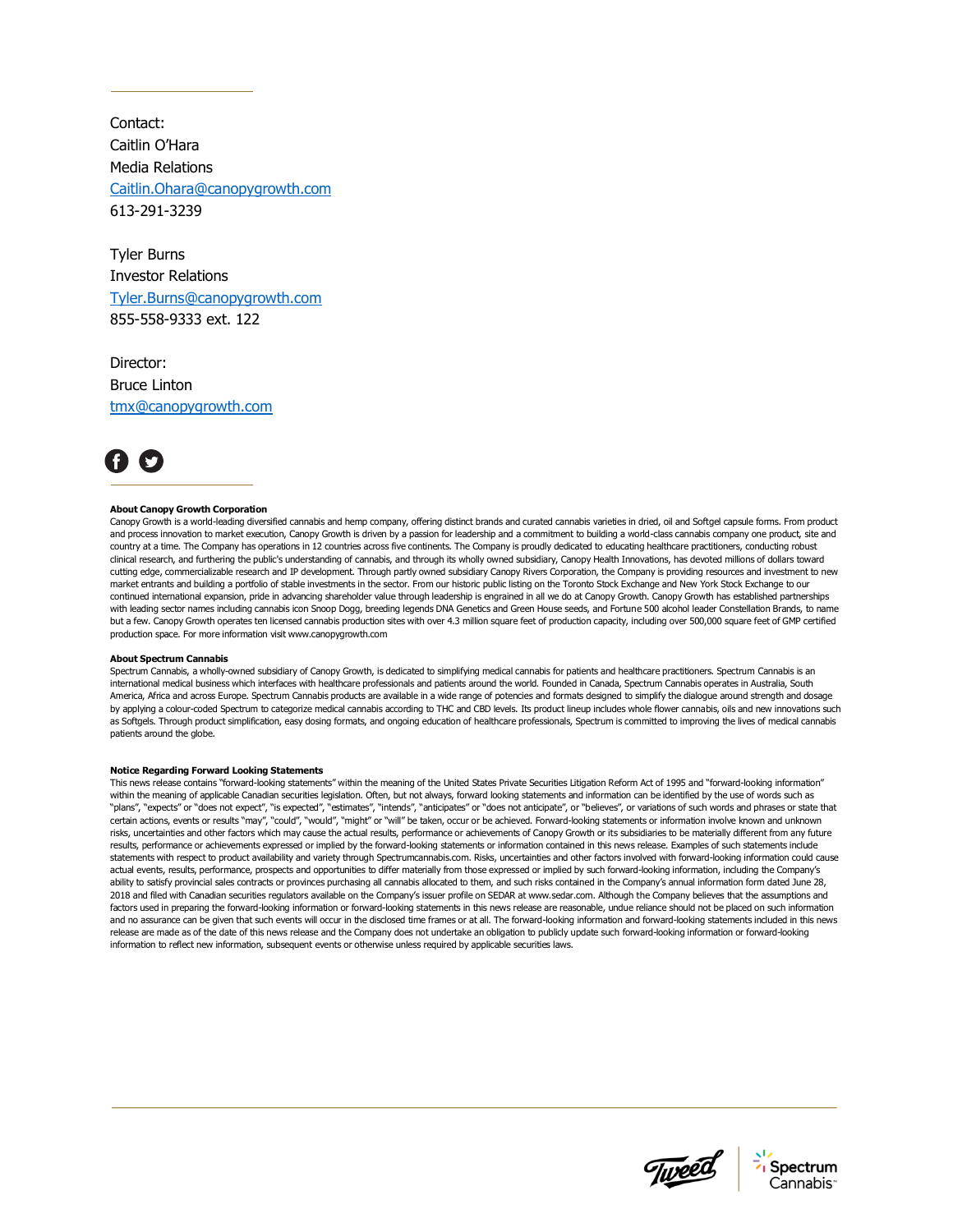Contact:
Caitlin O'Hara
Media Relations
Caitlin.Ohara@canopygrowth.com
613-291-3239

Tyler Burns
Investor Relations
Tyler.Burns@canopygrowth.com
855-558-9333 ext. 122

Director:
Bruce Linton
tmx@canopygrowth.com

**About Canopy Growth Corporation**
Canopy Growth is a world-leading diversified cannabis and hemp company, offering distinct brands and curated cannabis varieties in dried, oil and Softgel capsule forms. From product and process innovation to market execution, Canopy Growth is driven by a passion for leadership and a commitment to building a world-class cannabis company one product, site and country at a time. The Company has operations in 12 countries across five continents. The Company is proudly dedicated to educating healthcare practitioners, conducting robust clinical research, and furthering the public's understanding of cannabis, and through its wholly owned subsidiary, Canopy Health Innovations, has devoted millions of dollars toward cutting edge, commercializable research and IP development. Through partly owned subsidiary Canopy Rivers Corporation, the Company is providing resources and investment to new market entrants and building a portfolio of stable investments in the sector. From our historic public listing on the Toronto Stock Exchange and New York Stock Exchange to our continued international expansion, pride in advancing shareholder value through leadership is engrained in all we do at Canopy Growth. Canopy Growth has established partnerships with leading sector names including cannabis icon Snoop Dogg, breeding legends DNA Genetics and Green House seeds, and Fortune 500 alcohol leader Constellation Brands, to name but a few. Canopy Growth operates ten licensed cannabis production sites with over 4.3 million square feet of production capacity, including over 500,000 square feet of GMP certified production space. For more information visit www.canopygrowth.com

**About Spectrum Cannabis**
Spectrum Cannabis, a wholly-owned subsidiary of Canopy Growth, is dedicated to simplifying medical cannabis for patients and healthcare practitioners. Spectrum Cannabis is an international medical business which interfaces with healthcare professionals and patients around the world. Founded in Canada, Spectrum Cannabis operates in Australia, South America, Africa and across Europe. Spectrum Cannabis products are available in a wide range of potencies and formats designed to simplify the dialogue around strength and dosage by applying a colour-coded Spectrum to categorize medical cannabis according to THC and CBD levels. Its product lineup includes whole flower cannabis, oils and new innovations such as Softgels. Through product simplification, easy dosing formats, and ongoing education of healthcare professionals, Spectrum is committed to improving the lives of medical cannabis patients around the globe.

**Notice Regarding Forward Looking Statements**
This news release contains "forward-looking statements" within the meaning of the United States Private Securities Litigation Reform Act of 1995 and "forward-looking information" within the meaning of applicable Canadian securities legislation. Often, but not always, forward looking statements and information can be identified by the use of words such as "plans", "expects" or "does not expect", "is expected", "estimates", "intends", "anticipates" or "does not anticipate", or "believes", or variations of such words and phrases or state that certain actions, events or results "may", "could", "would", "might" or "will" be taken, occur or be achieved. Forward-looking statements or information involve known and unknown risks, uncertainties and other factors which may cause the actual results, performance or achievements of Canopy Growth or its subsidiaries to be materially different from any future results, performance or achievements expressed or implied by the forward-looking statements or information contained in this news release. Examples of such statements include statements with respect to product availability and variety through Spectrumcannabis.com. Risks, uncertainties and other factors involved with forward-looking information could cause actual events, results, performance, prospects and opportunities to differ materially from those expressed or implied by such forward-looking information, including the Company's ability to satisfy provincial sales contracts or provinces purchasing all cannabis allocated to them, and such risks contained in the Company's annual information form dated June 28, 2018 and filed with Canadian securities regulators available on the Company's issuer profile on SEDAR at www.sedar.com. Although the Company believes that the assumptions and factors used in preparing the forward-looking information or forward-looking statements in this news release are reasonable, undue reliance should not be placed on such information and no assurance can be given that such events will occur in the disclosed time frames or at all. The forward-looking information and forward-looking statements included in this news release are made as of the date of this news release and the Company does not undertake an obligation to publicly update such forward-looking information or forward-looking information to reflect new information, subsequent events or otherwise unless required by applicable securities laws.